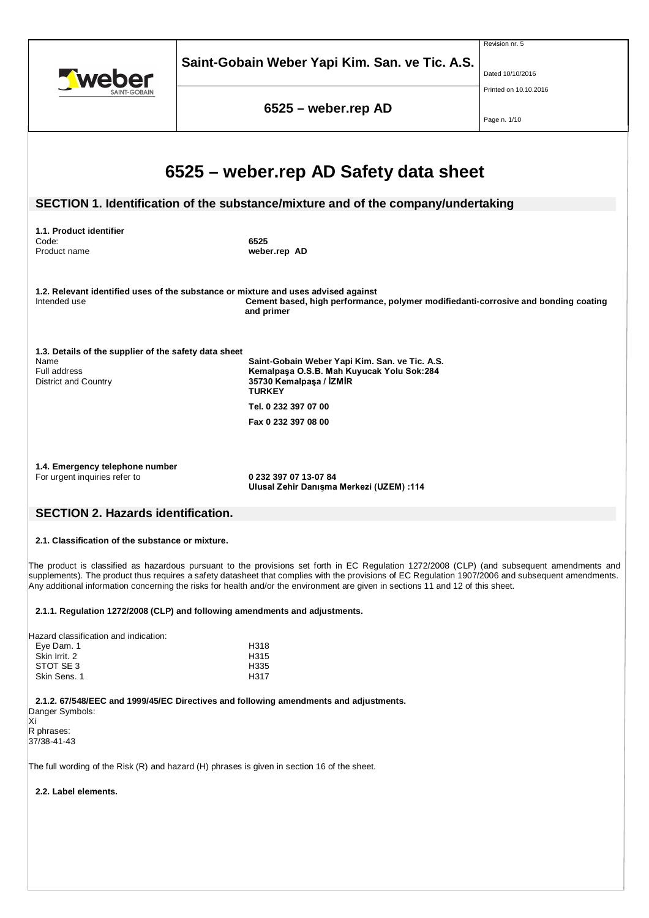# 6525 – weber.rep AD Safety data sheet

## SECTION 1. Identification of the substance/mixture and of the company/undertaking

### 1.1. Product identifier

| | |
|---|---|
| Code: | **6525** |
| Product name | **weber.rep AD** |

### 1.2. Relevant identified uses of the substance or mixture and uses advised against

| | |
|---|---|
| Intended use | **Cement based, high performance, polymer modifiedanti-corrosive and bonding coating and primer** |

### 1.3. Details of the supplier of the safety data sheet

| | |
|---|---|
| Name | **Saint-Gobain Weber Yapi Kim. San. ve Tic. A.S.** |
| Full address | **Kemalpaşa O.S.B. Mah Kuyucak Yolu Sok:284** |
| District and Country | **35730 Kemalpaşa / İZMİR** |
| | **TURKEY** |
| | **Tel. 0 232 397 07 00** |
| | **Fax 0 232 397 08 00** |

### 1.4. Emergency telephone number

| | |
|---|---|
| For urgent inquiries refer to | **0 232 397 07 13-07 84** |
| | **Ulusal Zehir Danışma Merkezi (UZEM) :114** |

## SECTION 2. Hazards identification.

### 2.1. Classification of the substance or mixture.

The product is classified as hazardous pursuant to the provisions set forth in EC Regulation 1272/2008 (CLP) (and subsequent amendments and supplements). The product thus requires a safety datasheet that complies with the provisions of EC Regulation 1907/2006 and subsequent amendments. Any additional information concerning the risks for health and/or the environment are given in sections 11 and 12 of this sheet.

#### 2.1.1. Regulation 1272/2008 (CLP) and following amendments and adjustments.

Hazard classification and indication:

| | |
|---|---|
| Eye Dam. 1 | H318 |
| Skin Irrit. 2 | H315 |
| STOT SE 3 | H335 |
| Skin Sens. 1 | H317 |

#### 2.1.2. 67/548/EEC and 1999/45/EC Directives and following amendments and adjustments.

Danger Symbols:
Xi
R phrases:
37/38-41-43

The full wording of the Risk (R) and hazard (H) phrases is given in section 16 of the sheet.

### 2.2. Label elements.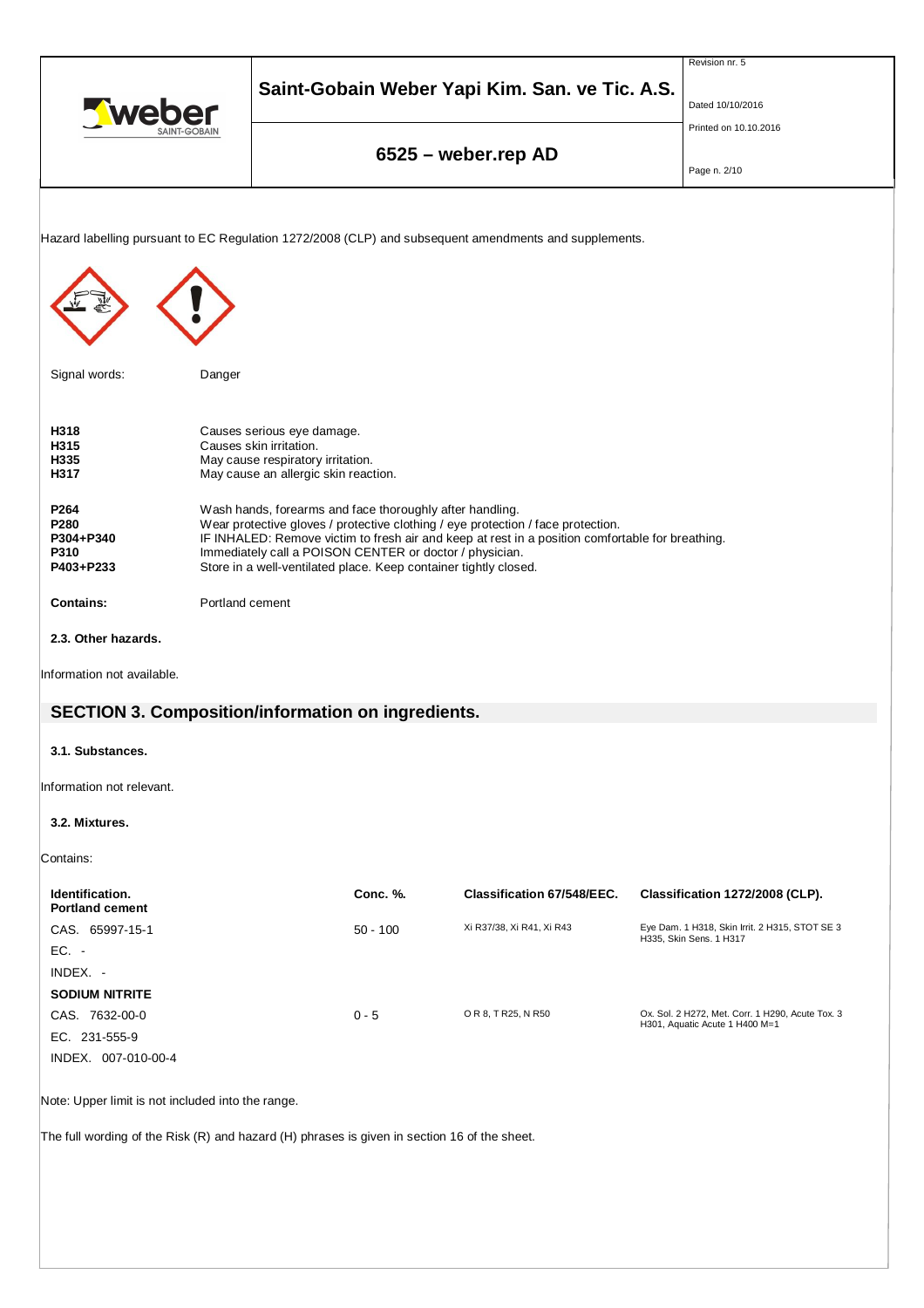Hazard labelling pursuant to EC Regulation 1272/2008 (CLP) and subsequent amendments and supplements.

Signal words: Danger

| | |
|---|---|
| **H318** | Causes serious eye damage. |
| **H315** | Causes skin irritation. |
| **H335** | May cause respiratory irritation. |
| **H317** | May cause an allergic skin reaction. |

| | |
|---|---|
| **P264** | Wash hands, forearms and face thoroughly after handling. |
| **P280** | Wear protective gloves / protective clothing / eye protection / face protection. |
| **P304+P340** | IF INHALED: Remove victim to fresh air and keep at rest in a position comfortable for breathing. |
| **P310** | Immediately call a POISON CENTER or doctor / physician. |
| **P403+P233** | Store in a well-ventilated place. Keep container tightly closed. |

**Contains:** Portland cement

### 2.3. Other hazards.

Information not available.

## SECTION 3. Composition/information on ingredients.

### 3.1. Substances.

Information not relevant.

### 3.2. Mixtures.

Contains:

| Identification. | Conc. %. | Classification 67/548/EEC. | Classification 1272/2008 (CLP). |
|---|---|---|---|
| **Portland cement** | | | |
| CAS. 65997-15-1 | 50 - 100 | Xi R37/38, Xi R41, Xi R43 | Eye Dam. 1 H318, Skin Irrit. 2 H315, STOT SE 3 H335, Skin Sens. 1 H317 |
| EC. - | | | |
| INDEX. - | | | |
| **SODIUM NITRITE** | | | |
| CAS. 7632-00-0 | 0 - 5 | O R 8, T R25, N R50 | Ox. Sol. 2 H272, Met. Corr. 1 H290, Acute Tox. 3 H301, Aquatic Acute 1 H400 M=1 |
| EC. 231-555-9 | | | |
| INDEX. 007-010-00-4 | | | |

Note: Upper limit is not included into the range.

The full wording of the Risk (R) and hazard (H) phrases is given in section 16 of the sheet.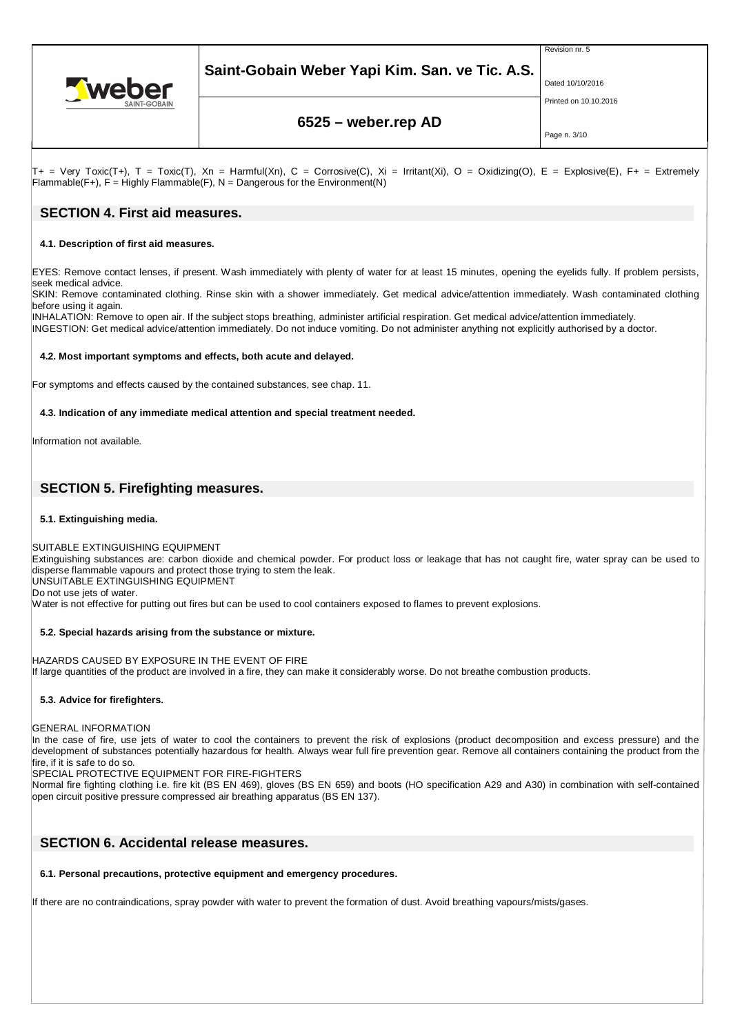T+ = Very Toxic(T+), T = Toxic(T), Xn = Harmful(Xn), C = Corrosive(C), Xi = Irritant(Xi), O = Oxidizing(O), E = Explosive(E), F+ = Extremely Flammable(F+), F = Highly Flammable(F), N = Dangerous for the Environment(N)

## SECTION 4. First aid measures.

### 4.1. Description of first aid measures.

EYES: Remove contact lenses, if present. Wash immediately with plenty of water for at least 15 minutes, opening the eyelids fully. If problem persists, seek medical advice.
SKIN: Remove contaminated clothing. Rinse skin with a shower immediately. Get medical advice/attention immediately. Wash contaminated clothing before using it again.
INHALATION: Remove to open air. If the subject stops breathing, administer artificial respiration. Get medical advice/attention immediately.
INGESTION: Get medical advice/attention immediately. Do not induce vomiting. Do not administer anything not explicitly authorised by a doctor.

### 4.2. Most important symptoms and effects, both acute and delayed.

For symptoms and effects caused by the contained substances, see chap. 11.

### 4.3. Indication of any immediate medical attention and special treatment needed.

Information not available.

## SECTION 5. Firefighting measures.

### 5.1. Extinguishing media.

SUITABLE EXTINGUISHING EQUIPMENT
Extinguishing substances are: carbon dioxide and chemical powder. For product loss or leakage that has not caught fire, water spray can be used to disperse flammable vapours and protect those trying to stem the leak.
UNSUITABLE EXTINGUISHING EQUIPMENT
Do not use jets of water.
Water is not effective for putting out fires but can be used to cool containers exposed to flames to prevent explosions.

### 5.2. Special hazards arising from the substance or mixture.

HAZARDS CAUSED BY EXPOSURE IN THE EVENT OF FIRE
If large quantities of the product are involved in a fire, they can make it considerably worse. Do not breathe combustion products.

### 5.3. Advice for firefighters.

GENERAL INFORMATION
In the case of fire, use jets of water to cool the containers to prevent the risk of explosions (product decomposition and excess pressure) and the development of substances potentially hazardous for health. Always wear full fire prevention gear. Remove all containers containing the product from the fire, if it is safe to do so.
SPECIAL PROTECTIVE EQUIPMENT FOR FIRE-FIGHTERS
Normal fire fighting clothing i.e. fire kit (BS EN 469), gloves (BS EN 659) and boots (HO specification A29 and A30) in combination with self-contained open circuit positive pressure compressed air breathing apparatus (BS EN 137).

## SECTION 6. Accidental release measures.

### 6.1. Personal precautions, protective equipment and emergency procedures.

If there are no contraindications, spray powder with water to prevent the formation of dust. Avoid breathing vapours/mists/gases.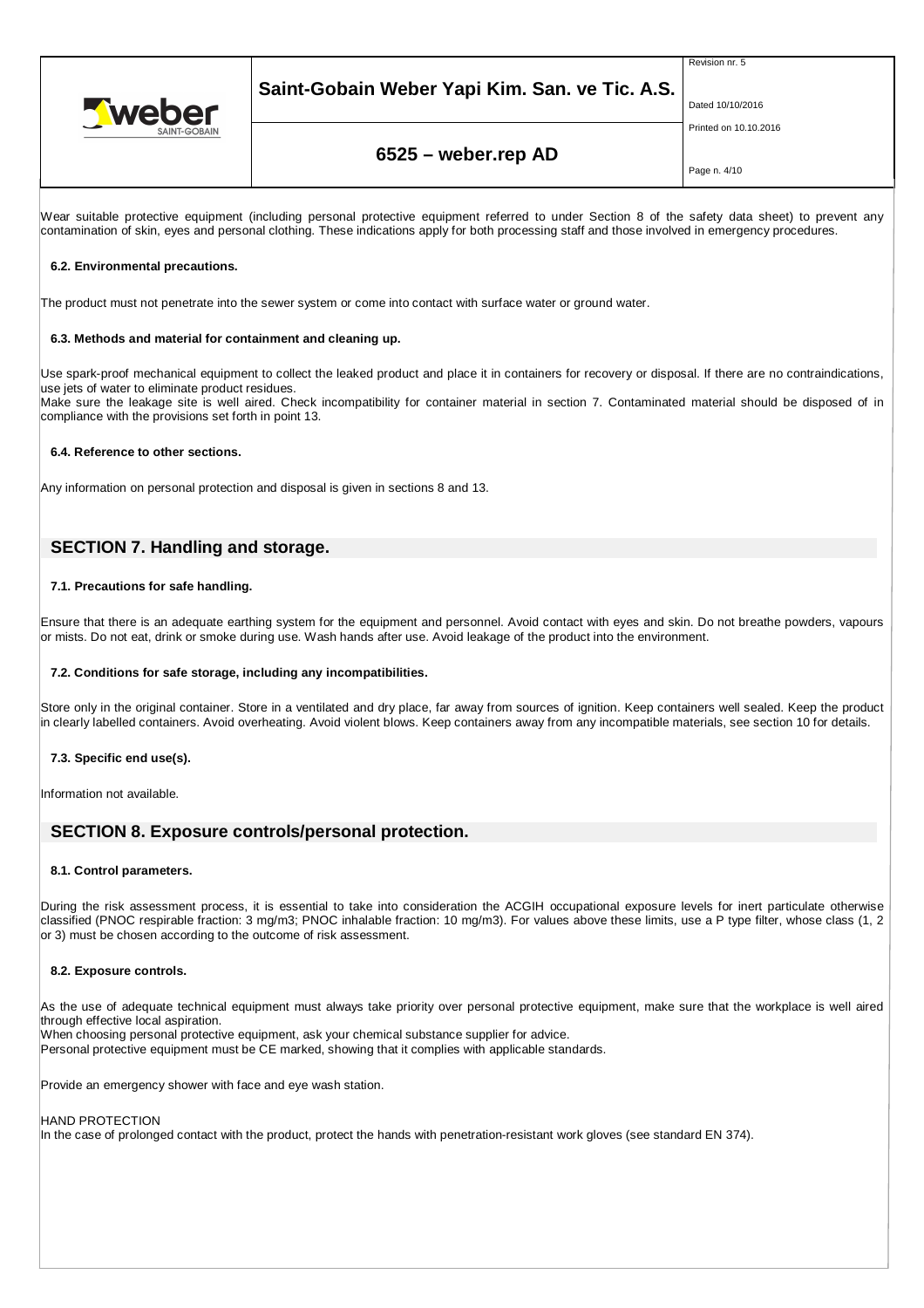Wear suitable protective equipment (including personal protective equipment referred to under Section 8 of the safety data sheet) to prevent any contamination of skin, eyes and personal clothing. These indications apply for both processing staff and those involved in emergency procedures.

### 6.2. Environmental precautions.

The product must not penetrate into the sewer system or come into contact with surface water or ground water.

### 6.3. Methods and material for containment and cleaning up.

Use spark-proof mechanical equipment to collect the leaked product and place it in containers for recovery or disposal. If there are no contraindications, use jets of water to eliminate product residues.
Make sure the leakage site is well aired. Check incompatibility for container material in section 7. Contaminated material should be disposed of in compliance with the provisions set forth in point 13.

### 6.4. Reference to other sections.

Any information on personal protection and disposal is given in sections 8 and 13.

## SECTION 7. Handling and storage.

### 7.1. Precautions for safe handling.

Ensure that there is an adequate earthing system for the equipment and personnel. Avoid contact with eyes and skin. Do not breathe powders, vapours or mists. Do not eat, drink or smoke during use. Wash hands after use. Avoid leakage of the product into the environment.

### 7.2. Conditions for safe storage, including any incompatibilities.

Store only in the original container. Store in a ventilated and dry place, far away from sources of ignition. Keep containers well sealed. Keep the product in clearly labelled containers. Avoid overheating. Avoid violent blows. Keep containers away from any incompatible materials, see section 10 for details.

### 7.3. Specific end use(s).

Information not available.

## SECTION 8. Exposure controls/personal protection.

### 8.1. Control parameters.

During the risk assessment process, it is essential to take into consideration the ACGIH occupational exposure levels for inert particulate otherwise classified (PNOC respirable fraction: 3 mg/m3; PNOC inhalable fraction: 10 mg/m3). For values above these limits, use a P type filter, whose class (1, 2 or 3) must be chosen according to the outcome of risk assessment.

### 8.2. Exposure controls.

As the use of adequate technical equipment must always take priority over personal protective equipment, make sure that the workplace is well aired through effective local aspiration.
When choosing personal protective equipment, ask your chemical substance supplier for advice.
Personal protective equipment must be CE marked, showing that it complies with applicable standards.

Provide an emergency shower with face and eye wash station.

HAND PROTECTION
In the case of prolonged contact with the product, protect the hands with penetration-resistant work gloves (see standard EN 374).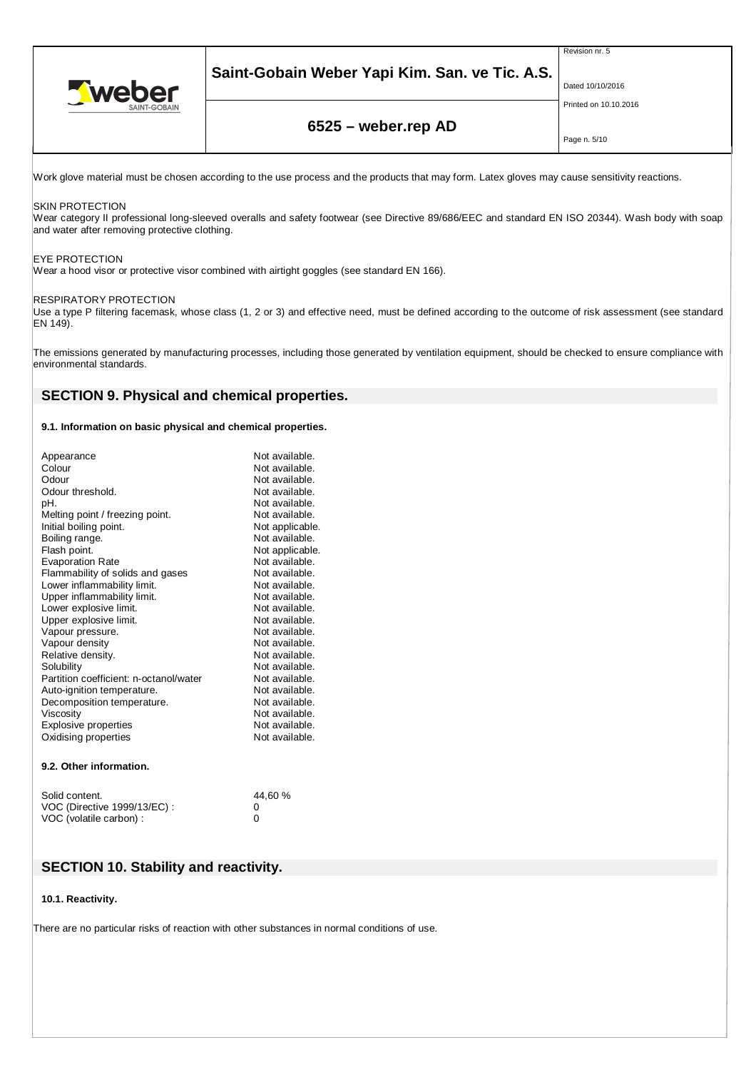Work glove material must be chosen according to the use process and the products that may form. Latex gloves may cause sensitivity reactions.

SKIN PROTECTION
Wear category II professional long-sleeved overalls and safety footwear (see Directive 89/686/EEC and standard EN ISO 20344). Wash body with soap and water after removing protective clothing.

EYE PROTECTION
Wear a hood visor or protective visor combined with airtight goggles (see standard EN 166).

RESPIRATORY PROTECTION
Use a type P filtering facemask, whose class (1, 2 or 3) and effective need, must be defined according to the outcome of risk assessment (see standard EN 149).

The emissions generated by manufacturing processes, including those generated by ventilation equipment, should be checked to ensure compliance with environmental standards.

## SECTION 9. Physical and chemical properties.

### 9.1. Information on basic physical and chemical properties.

| | |
|---|---|
| Appearance | Not available. |
| Colour | Not available. |
| Odour | Not available. |
| Odour threshold. | Not available. |
| pH. | Not available. |
| Melting point / freezing point. | Not available. |
| Initial boiling point. | Not applicable. |
| Boiling range. | Not available. |
| Flash point. | Not applicable. |
| Evaporation Rate | Not available. |
| Flammability of solids and gases | Not available. |
| Lower inflammability limit. | Not available. |
| Upper inflammability limit. | Not available. |
| Lower explosive limit. | Not available. |
| Upper explosive limit. | Not available. |
| Vapour pressure. | Not available. |
| Vapour density | Not available. |
| Relative density. | Not available. |
| Solubility | Not available. |
| Partition coefficient: n-octanol/water | Not available. |
| Auto-ignition temperature. | Not available. |
| Decomposition temperature. | Not available. |
| Viscosity | Not available. |
| Explosive properties | Not available. |
| Oxidising properties | Not available. |

### 9.2. Other information.

| | |
|---|---|
| Solid content. | 44,60 % |
| VOC (Directive 1999/13/EC) : | 0 |
| VOC (volatile carbon) : | 0 |

## SECTION 10. Stability and reactivity.

### 10.1. Reactivity.

There are no particular risks of reaction with other substances in normal conditions of use.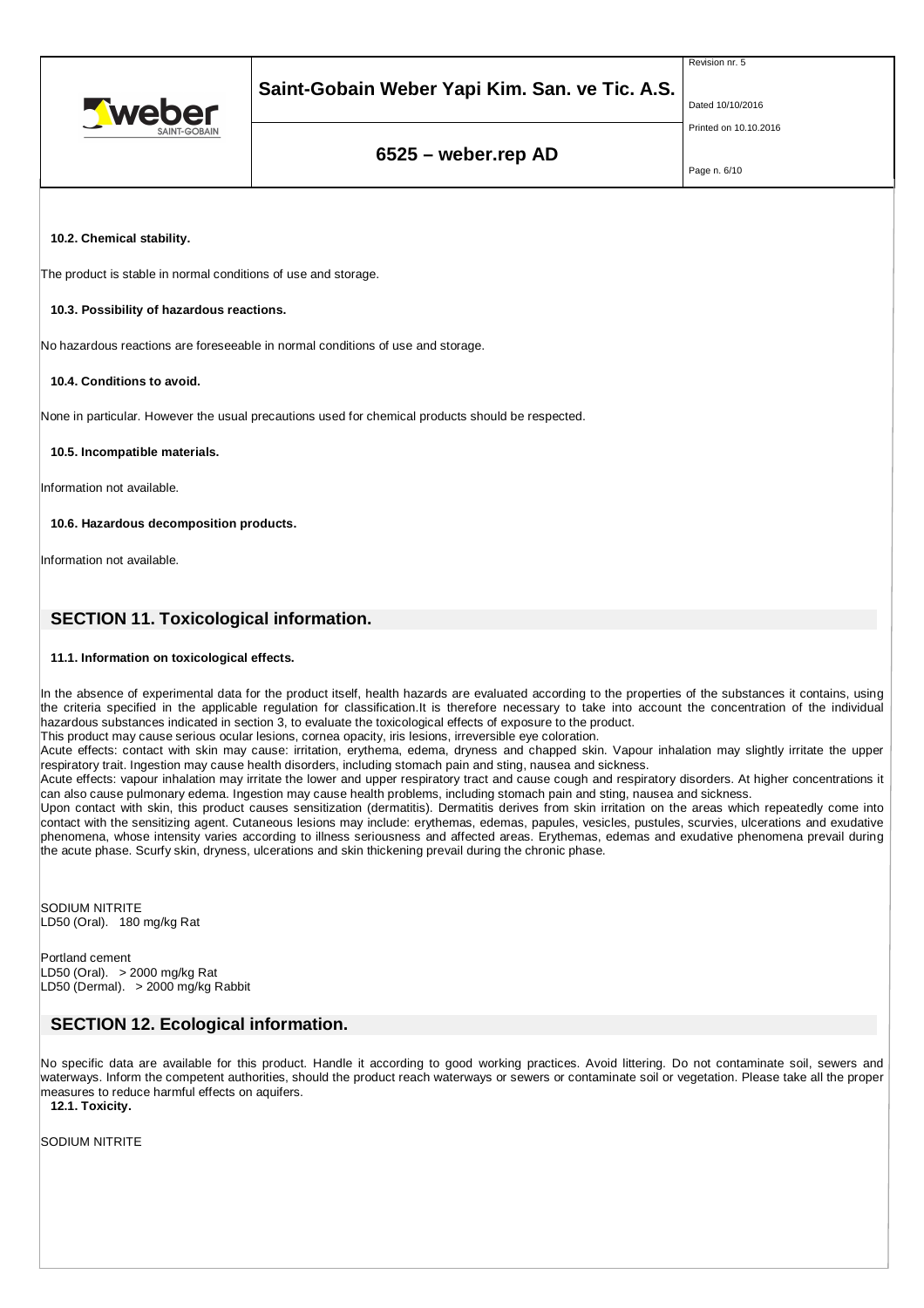### 10.2. Chemical stability.

The product is stable in normal conditions of use and storage.

### 10.3. Possibility of hazardous reactions.

No hazardous reactions are foreseeable in normal conditions of use and storage.

### 10.4. Conditions to avoid.

None in particular. However the usual precautions used for chemical products should be respected.

### 10.5. Incompatible materials.

Information not available.

### 10.6. Hazardous decomposition products.

Information not available.

## SECTION 11. Toxicological information.

### 11.1. Information on toxicological effects.

In the absence of experimental data for the product itself, health hazards are evaluated according to the properties of the substances it contains, using the criteria specified in the applicable regulation for classification.It is therefore necessary to take into account the concentration of the individual hazardous substances indicated in section 3, to evaluate the toxicological effects of exposure to the product.
This product may cause serious ocular lesions, cornea opacity, iris lesions, irreversible eye coloration.
Acute effects: contact with skin may cause: irritation, erythema, edema, dryness and chapped skin. Vapour inhalation may slightly irritate the upper respiratory trait. Ingestion may cause health disorders, including stomach pain and sting, nausea and sickness.
Acute effects: vapour inhalation may irritate the lower and upper respiratory tract and cause cough and respiratory disorders. At higher concentrations it can also cause pulmonary edema. Ingestion may cause health problems, including stomach pain and sting, nausea and sickness.
Upon contact with skin, this product causes sensitization (dermatitis). Dermatitis derives from skin irritation on the areas which repeatedly come into contact with the sensitizing agent. Cutaneous lesions may include: erythemas, edemas, papules, vesicles, pustules, scurvies, ulcerations and exudative phenomena, whose intensity varies according to illness seriousness and affected areas. Erythemas, edemas and exudative phenomena prevail during the acute phase. Scurfy skin, dryness, ulcerations and skin thickening prevail during the chronic phase.

SODIUM NITRITE
LD50 (Oral). 180 mg/kg Rat

Portland cement
LD50 (Oral). > 2000 mg/kg Rat
LD50 (Dermal). > 2000 mg/kg Rabbit

## SECTION 12. Ecological information.

No specific data are available for this product. Handle it according to good working practices. Avoid littering. Do not contaminate soil, sewers and waterways. Inform the competent authorities, should the product reach waterways or sewers or contaminate soil or vegetation. Please take all the proper measures to reduce harmful effects on aquifers.

### 12.1. Toxicity.

SODIUM NITRITE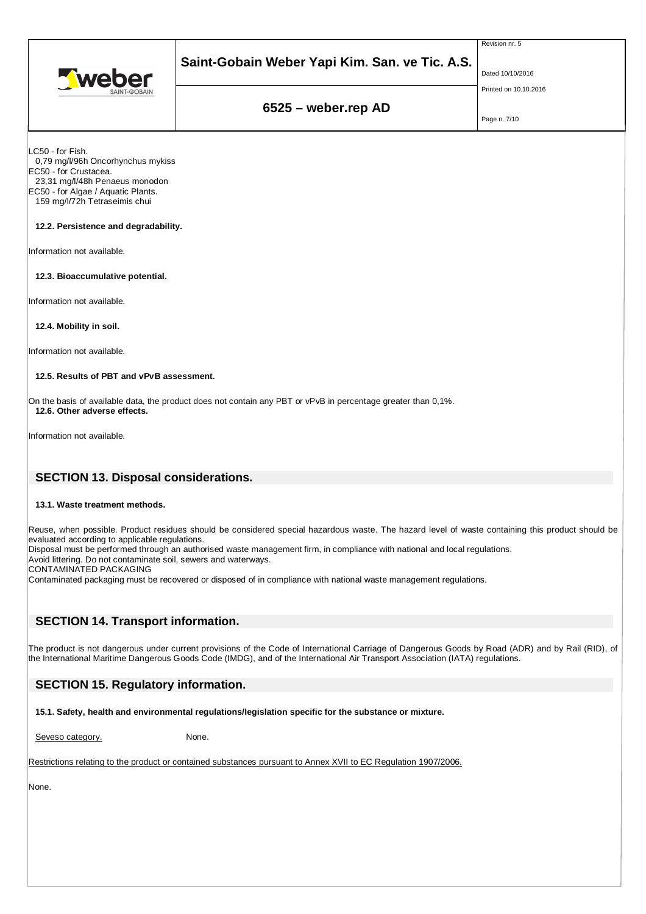LC50 - for Fish.
  0,79 mg/l/96h Oncorhynchus mykiss
EC50 - for Crustacea.
  23,31 mg/l/48h Penaeus monodon
EC50 - for Algae / Aquatic Plants.
  159 mg/l/72h Tetraseimis chui

**12.2. Persistence and degradability.**

Information not available.

**12.3. Bioaccumulative potential.**

Information not available.

**12.4. Mobility in soil.**

Information not available.

**12.5. Results of PBT and vPvB assessment.**

On the basis of available data, the product does not contain any PBT or vPvB in percentage greater than 0,1%.

**12.6. Other adverse effects.**

Information not available.

## SECTION 13. Disposal considerations.

**13.1. Waste treatment methods.**

Reuse, when possible. Product residues should be considered special hazardous waste. The hazard level of waste containing this product should be evaluated according to applicable regulations.
Disposal must be performed through an authorised waste management firm, in compliance with national and local regulations.
Avoid littering. Do not contaminate soil, sewers and waterways.
CONTAMINATED PACKAGING
Contaminated packaging must be recovered or disposed of in compliance with national waste management regulations.

## SECTION 14. Transport information.

The product is not dangerous under current provisions of the Code of International Carriage of Dangerous Goods by Road (ADR) and by Rail (RID), of the International Maritime Dangerous Goods Code (IMDG), and of the International Air Transport Association (IATA) regulations.

## SECTION 15. Regulatory information.

**15.1. Safety, health and environmental regulations/legislation specific for the substance or mixture.**

Seveso category. None.

Restrictions relating to the product or contained substances pursuant to Annex XVII to EC Regulation 1907/2006.

None.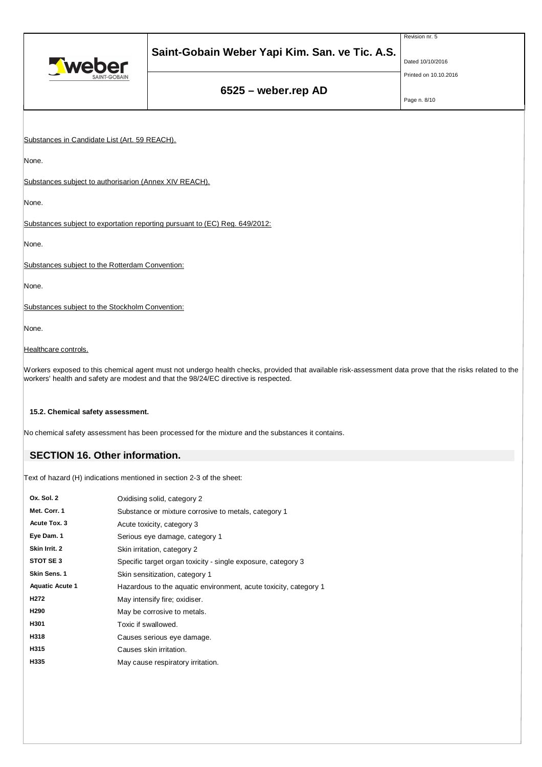Substances in Candidate List (Art. 59 REACH).

None.

Substances subject to authorisarion (Annex XIV REACH).

None.

Substances subject to exportation reporting pursuant to (EC) Reg. 649/2012:

None.

Substances subject to the Rotterdam Convention:

None.

Substances subject to the Stockholm Convention:

None.

Healthcare controls.

Workers exposed to this chemical agent must not undergo health checks, provided that available risk-assessment data prove that the risks related to the workers' health and safety are modest and that the 98/24/EC directive is respected.

### 15.2. Chemical safety assessment.

No chemical safety assessment has been processed for the mixture and the substances it contains.

## SECTION 16. Other information.

Text of hazard (H) indications mentioned in section 2-3 of the sheet:

| | |
|---|---|
| **Ox. Sol. 2** | Oxidising solid, category 2 |
| **Met. Corr. 1** | Substance or mixture corrosive to metals, category 1 |
| **Acute Tox. 3** | Acute toxicity, category 3 |
| **Eye Dam. 1** | Serious eye damage, category 1 |
| **Skin Irrit. 2** | Skin irritation, category 2 |
| **STOT SE 3** | Specific target organ toxicity - single exposure, category 3 |
| **Skin Sens. 1** | Skin sensitization, category 1 |
| **Aquatic Acute 1** | Hazardous to the aquatic environment, acute toxicity, category 1 |
| **H272** | May intensify fire; oxidiser. |
| **H290** | May be corrosive to metals. |
| **H301** | Toxic if swallowed. |
| **H318** | Causes serious eye damage. |
| **H315** | Causes skin irritation. |
| **H335** | May cause respiratory irritation. |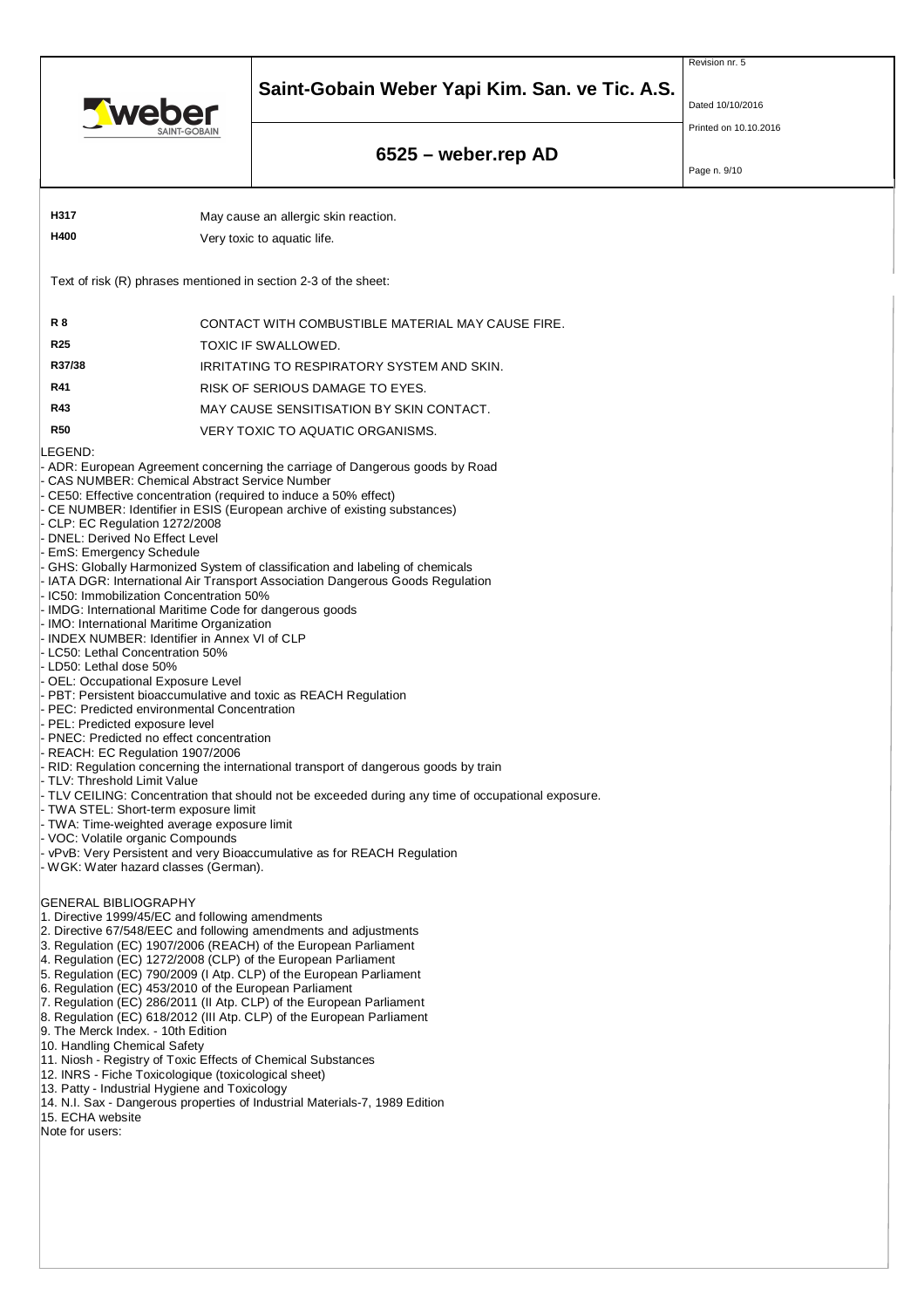| | |
|---|---|
| **H317** | May cause an allergic skin reaction. |
| **H400** | Very toxic to aquatic life. |

Text of risk (R) phrases mentioned in section 2-3 of the sheet:

| | |
|---|---|
| **R 8** | CONTACT WITH COMBUSTIBLE MATERIAL MAY CAUSE FIRE. |
| **R25** | TOXIC IF SWALLOWED. |
| **R37/38** | IRRITATING TO RESPIRATORY SYSTEM AND SKIN. |
| **R41** | RISK OF SERIOUS DAMAGE TO EYES. |
| **R43** | MAY CAUSE SENSITISATION BY SKIN CONTACT. |
| **R50** | VERY TOXIC TO AQUATIC ORGANISMS. |

LEGEND:

- ADR: European Agreement concerning the carriage of Dangerous goods by Road
- CAS NUMBER: Chemical Abstract Service Number
- CE50: Effective concentration (required to induce a 50% effect)
- CE NUMBER: Identifier in ESIS (European archive of existing substances)
- CLP: EC Regulation 1272/2008
- DNEL: Derived No Effect Level
- EmS: Emergency Schedule
- GHS: Globally Harmonized System of classification and labeling of chemicals
- IATA DGR: International Air Transport Association Dangerous Goods Regulation
- IC50: Immobilization Concentration 50%
- IMDG: International Maritime Code for dangerous goods
- IMO: International Maritime Organization
- INDEX NUMBER: Identifier in Annex VI of CLP
- LC50: Lethal Concentration 50%
- LD50: Lethal dose 50%
- OEL: Occupational Exposure Level
- PBT: Persistent bioaccumulative and toxic as REACH Regulation
- PEC: Predicted environmental Concentration
- PEL: Predicted exposure level
- PNEC: Predicted no effect concentration
- REACH: EC Regulation 1907/2006
- RID: Regulation concerning the international transport of dangerous goods by train
- TLV: Threshold Limit Value
- TLV CEILING: Concentration that should not be exceeded during any time of occupational exposure.
- TWA STEL: Short-term exposure limit
- TWA: Time-weighted average exposure limit
- VOC: Volatile organic Compounds
- vPvB: Very Persistent and very Bioaccumulative as for REACH Regulation
- WGK: Water hazard classes (German).

GENERAL BIBLIOGRAPHY

1. Directive 1999/45/EC and following amendments
2. Directive 67/548/EEC and following amendments and adjustments
3. Regulation (EC) 1907/2006 (REACH) of the European Parliament
4. Regulation (EC) 1272/2008 (CLP) of the European Parliament
5. Regulation (EC) 790/2009 (I Atp. CLP) of the European Parliament
6. Regulation (EC) 453/2010 of the European Parliament
7. Regulation (EC) 286/2011 (II Atp. CLP) of the European Parliament
8. Regulation (EC) 618/2012 (III Atp. CLP) of the European Parliament
9. The Merck Index. - 10th Edition
10. Handling Chemical Safety
11. Niosh - Registry of Toxic Effects of Chemical Substances
12. INRS - Fiche Toxicologique (toxicological sheet)
13. Patty - Industrial Hygiene and Toxicology
14. N.I. Sax - Dangerous properties of Industrial Materials-7, 1989 Edition
15. ECHA website

Note for users: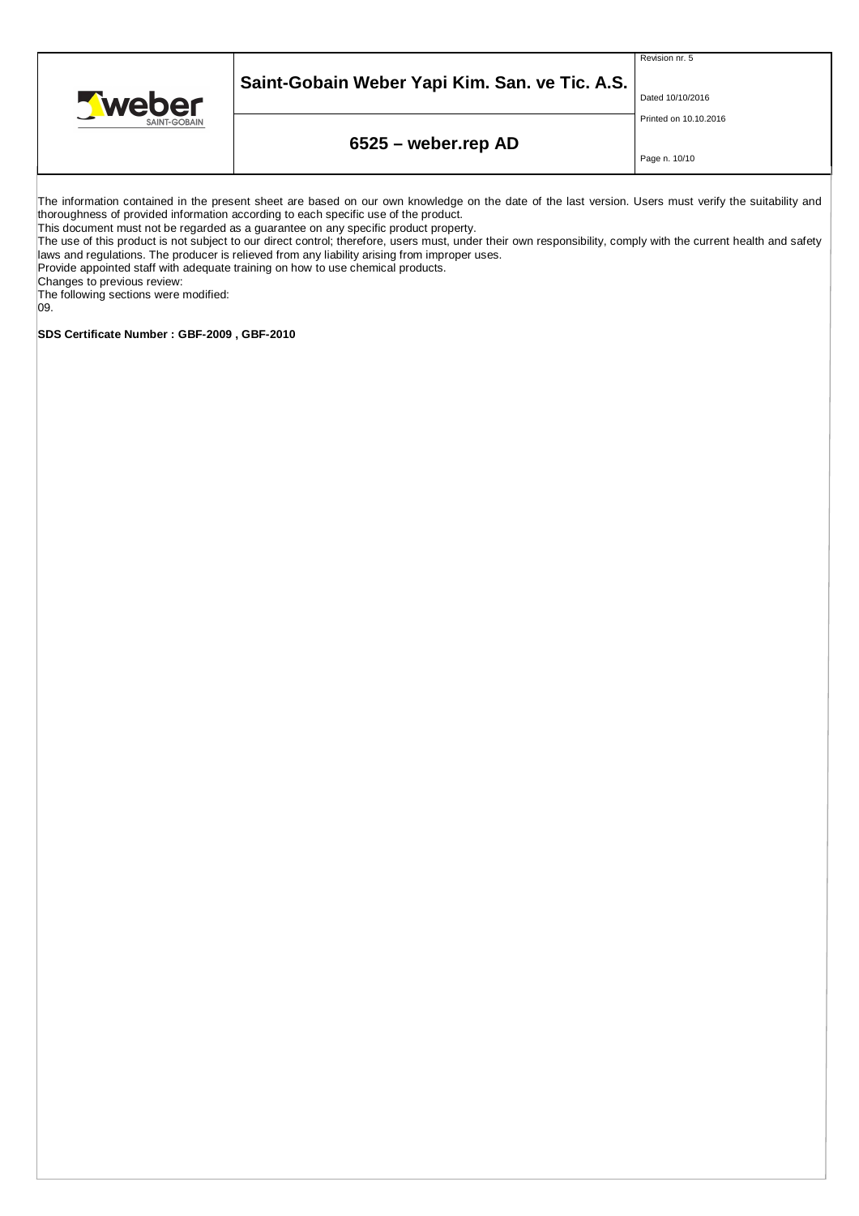The information contained in the present sheet are based on our own knowledge on the date of the last version. Users must verify the suitability and thoroughness of provided information according to each specific use of the product.
This document must not be regarded as a guarantee on any specific product property.
The use of this product is not subject to our direct control; therefore, users must, under their own responsibility, comply with the current health and safety laws and regulations. The producer is relieved from any liability arising from improper uses.
Provide appointed staff with adequate training on how to use chemical products.
Changes to previous review:
The following sections were modified:
09.

**SDS Certificate Number : GBF-2009 , GBF-2010**